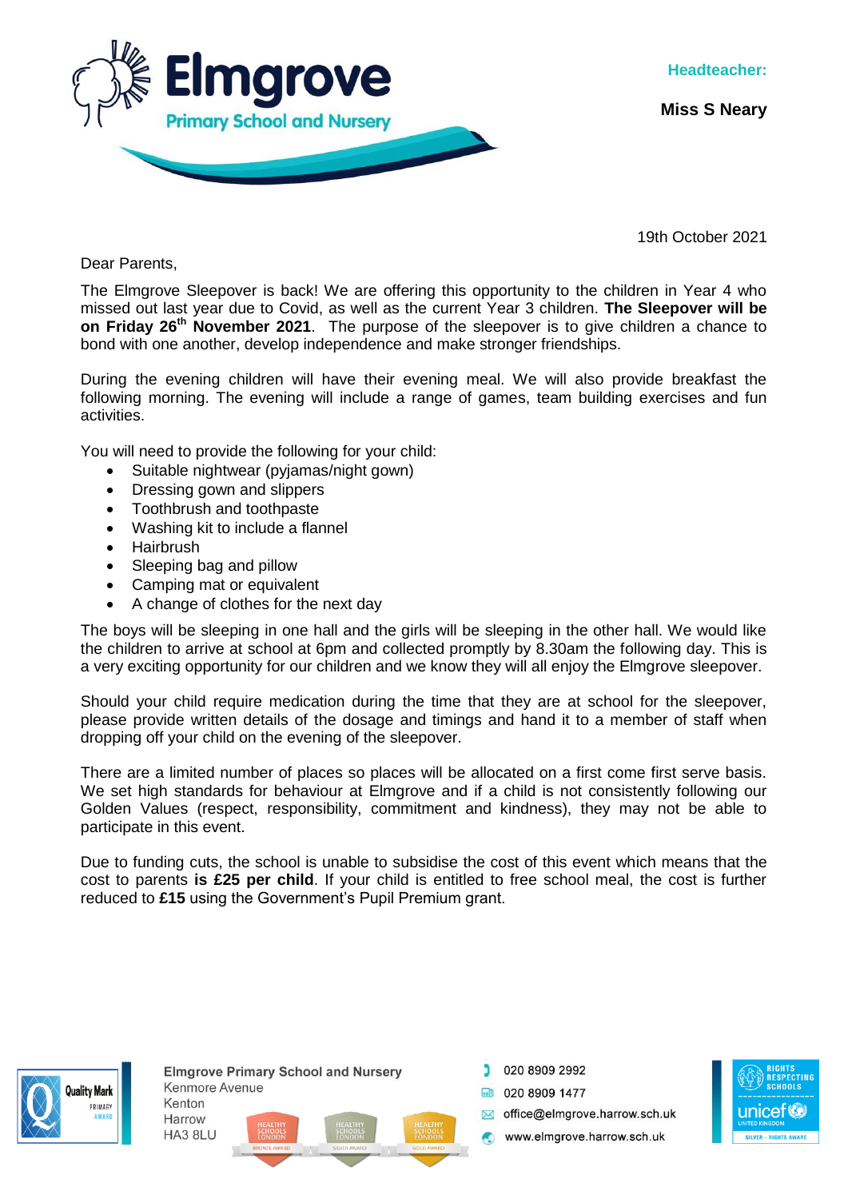**Elmgrove**
**Primary School and Nursery**

**Headteacher:**

**Miss S Neary**

19th October 2021

Dear Parents,

The Elmgrove Sleepover is back! We are offering this opportunity to the children in Year 4 who missed out last year due to Covid, as well as the current Year 3 children. **The Sleepover will be on Friday 26th November 2021**. The purpose of the sleepover is to give children a chance to bond with one another, develop independence and make stronger friendships.

During the evening children will have their evening meal. We will also provide breakfast the following morning. The evening will include a range of games, team building exercises and fun activities.

You will need to provide the following for your child:

- Suitable nightwear (pyjamas/night gown)
- Dressing gown and slippers
- Toothbrush and toothpaste
- Washing kit to include a flannel
- Hairbrush
- Sleeping bag and pillow
- Camping mat or equivalent
- A change of clothes for the next day

The boys will be sleeping in one hall and the girls will be sleeping in the other hall. We would like the children to arrive at school at 6pm and collected promptly by 8.30am the following day. This is a very exciting opportunity for our children and we know they will all enjoy the Elmgrove sleepover.

Should your child require medication during the time that they are at school for the sleepover, please provide written details of the dosage and timings and hand it to a member of staff when dropping off your child on the evening of the sleepover.

There are a limited number of places so places will be allocated on a first come first serve basis. We set high standards for behaviour at Elmgrove and if a child is not consistently following our Golden Values (respect, responsibility, commitment and kindness), they may not be able to participate in this event.

Due to funding cuts, the school is unable to subsidise the cost of this event which means that the cost to parents **is £25 per child**. If your child is entitled to free school meal, the cost is further reduced to **£15** using the Government's Pupil Premium grant.

**Elmgrove Primary School and Nursery**
Kenmore Avenue
Kenton
Harrow
HA3 8LU

020 8909 2992
020 8909 1477
office@elmgrove.harrow.sch.uk
www.elmgrove.harrow.sch.uk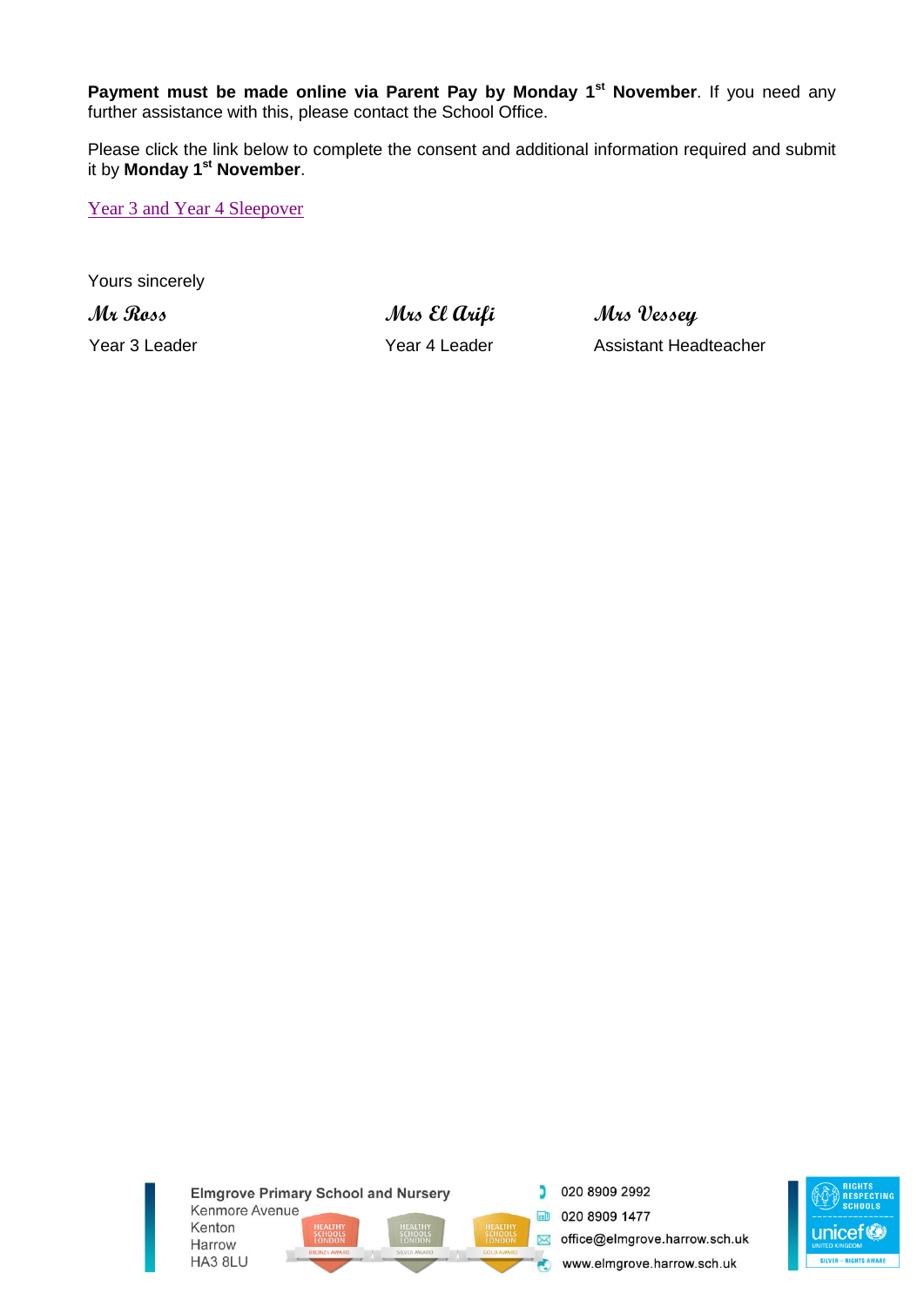**Payment must be made online via Parent Pay by Monday 1st November**. If you need any further assistance with this, please contact the School Office.

Please click the link below to complete the consent and additional information required and submit it by **Monday 1st November**.

Year 3 and Year 4 Sleepover

Yours sincerely

| | | |
|---|---|---|
| *Mr Ross* | *Mrs El Arifi* | *Mrs Vessey* |
| Year 3 Leader | Year 4 Leader | Assistant Headteacher |

Elmgrove Primary School and Nursery
Kenmore Avenue
Kenton
Harrow
HA3 8LU

020 8909 2992
020 8909 1477
office@elmgrove.harrow.sch.uk
www.elmgrove.harrow.sch.uk